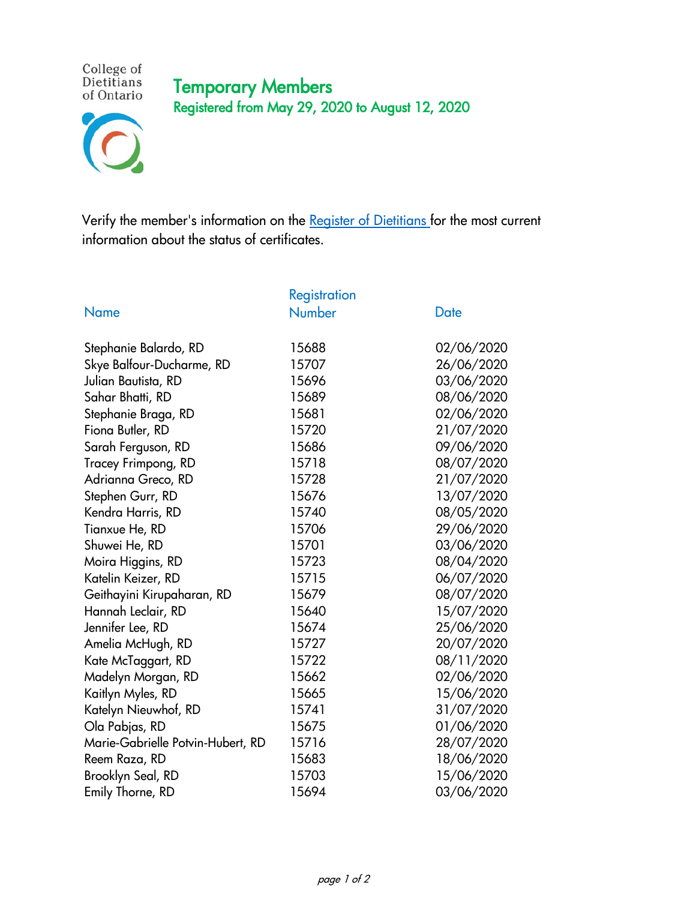College of Dietitians of Ontario

# Temporary Members

## Registered from May 29, 2020 to August 12, 2020

Verify the member's information on the Register of Dietitians for the most current information about the status of certificates.

| Name | Registration Number | Date |
|---|---|---|
| Stephanie Balardo, RD | 15688 | 02/06/2020 |
| Skye Balfour-Ducharme, RD | 15707 | 26/06/2020 |
| Julian Bautista, RD | 15696 | 03/06/2020 |
| Sahar Bhatti, RD | 15689 | 08/06/2020 |
| Stephanie Braga, RD | 15681 | 02/06/2020 |
| Fiona Butler, RD | 15720 | 21/07/2020 |
| Sarah Ferguson, RD | 15686 | 09/06/2020 |
| Tracey Frimpong, RD | 15718 | 08/07/2020 |
| Adrianna Greco, RD | 15728 | 21/07/2020 |
| Stephen Gurr, RD | 15676 | 13/07/2020 |
| Kendra Harris, RD | 15740 | 08/05/2020 |
| Tianxue He, RD | 15706 | 29/06/2020 |
| Shuwei He, RD | 15701 | 03/06/2020 |
| Moira Higgins, RD | 15723 | 08/04/2020 |
| Katelin Keizer, RD | 15715 | 06/07/2020 |
| Geithayini Kirupaharan, RD | 15679 | 08/07/2020 |
| Hannah Leclair, RD | 15640 | 15/07/2020 |
| Jennifer Lee, RD | 15674 | 25/06/2020 |
| Amelia McHugh, RD | 15727 | 20/07/2020 |
| Kate McTaggart, RD | 15722 | 08/11/2020 |
| Madelyn Morgan, RD | 15662 | 02/06/2020 |
| Kaitlyn Myles, RD | 15665 | 15/06/2020 |
| Katelyn Nieuwhof, RD | 15741 | 31/07/2020 |
| Ola Pabjas, RD | 15675 | 01/06/2020 |
| Marie-Gabrielle Potvin-Hubert, RD | 15716 | 28/07/2020 |
| Reem Raza, RD | 15683 | 18/06/2020 |
| Brooklyn Seal, RD | 15703 | 15/06/2020 |
| Emily Thorne, RD | 15694 | 03/06/2020 |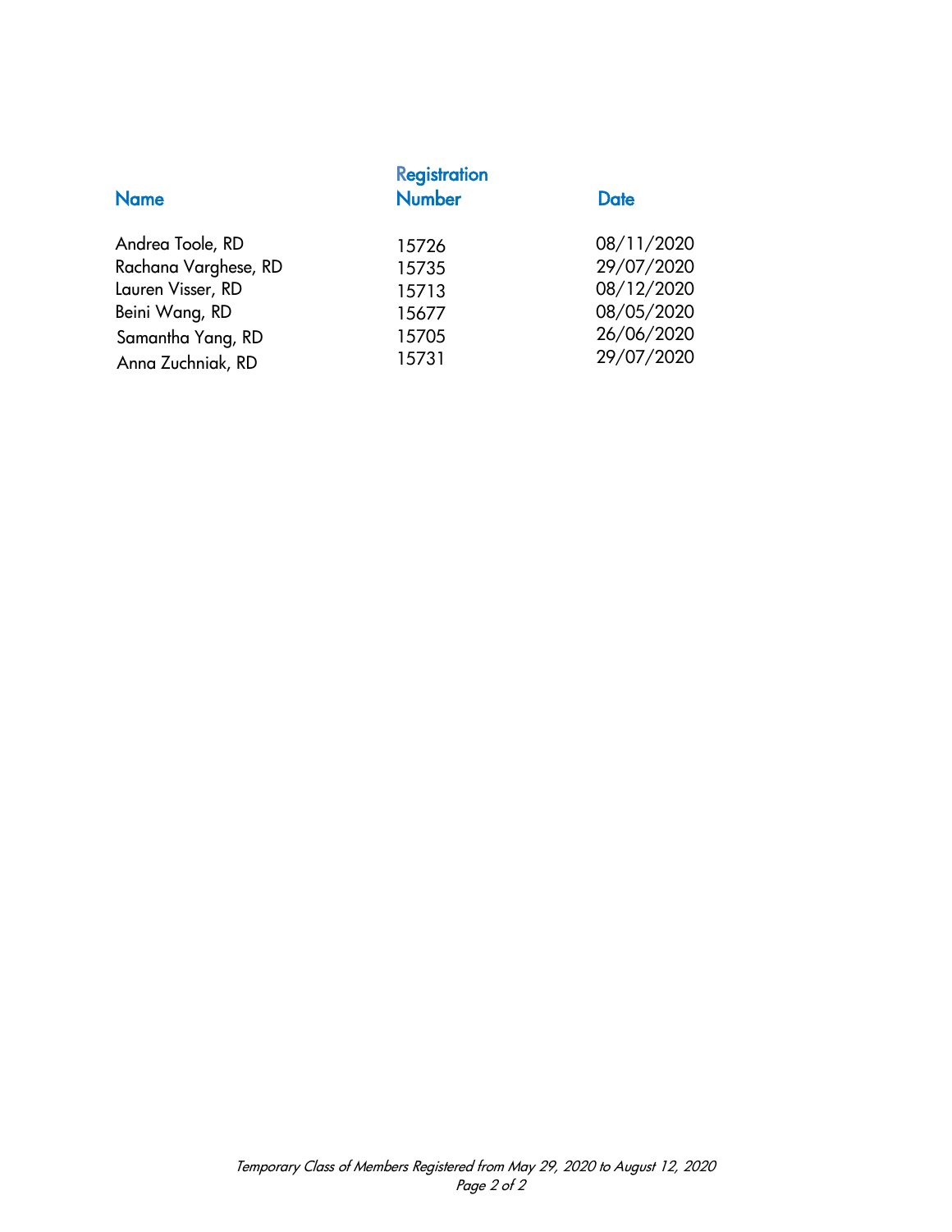| Name | Registration Number | Date |
|---|---|---|
| Andrea Toole, RD | 15726 | 08/11/2020 |
| Rachana Varghese, RD | 15735 | 29/07/2020 |
| Lauren Visser, RD | 15713 | 08/12/2020 |
| Beini Wang, RD | 15677 | 08/05/2020 |
| Samantha Yang, RD | 15705 | 26/06/2020 |
| Anna Zuchniak, RD | 15731 | 29/07/2020 |